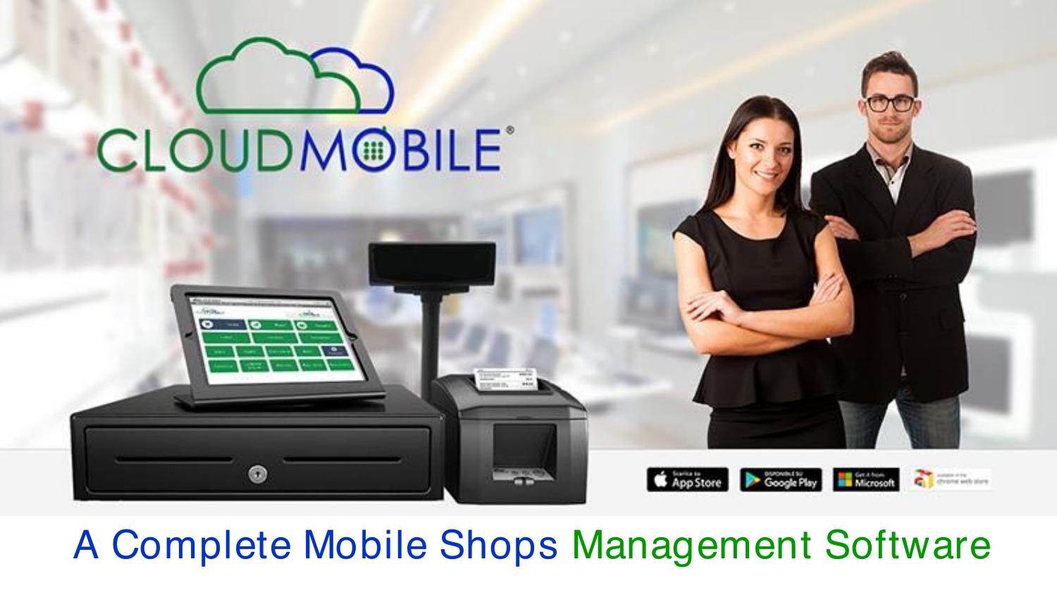# CLOUDMOBILE®

A Complete Mobile Shops Management Software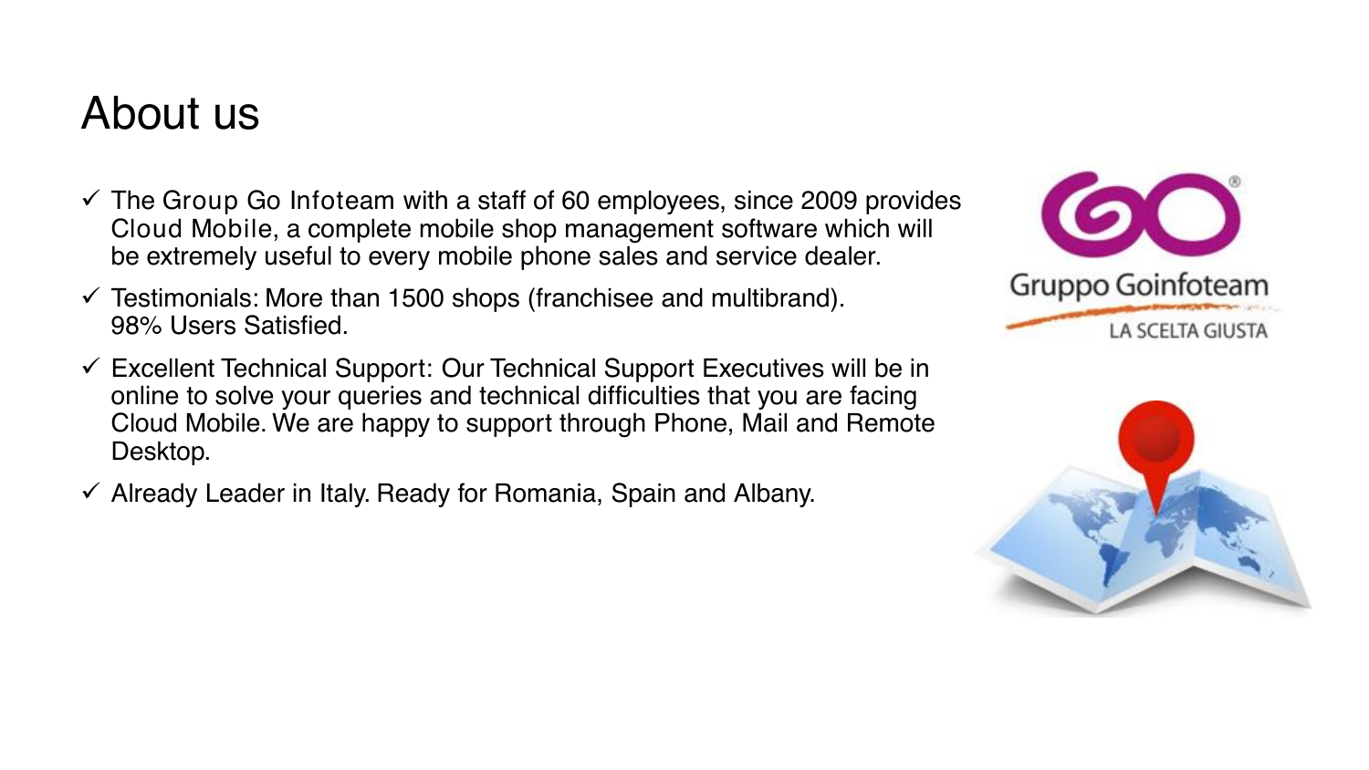# About us

- ✓ The Group Go Infoteam with a staff of 60 employees, since 2009 provides Cloud Mobile, a complete mobile shop management software which will be extremely useful to every mobile phone sales and service dealer.
- ✓ Testimonials: More than 1500 shops (franchisee and multibrand). 98% Users Satisfied.
- ✓ Excellent Technical Support: Our Technical Support Executives will be in online to solve your queries and technical difficulties that you are facing Cloud Mobile. We are happy to support through Phone, Mail and Remote Desktop.
- ✓ Already Leader in Italy. Ready for Romania, Spain and Albany.

Gruppo Goinfoteam

LA SCELTA GIUSTA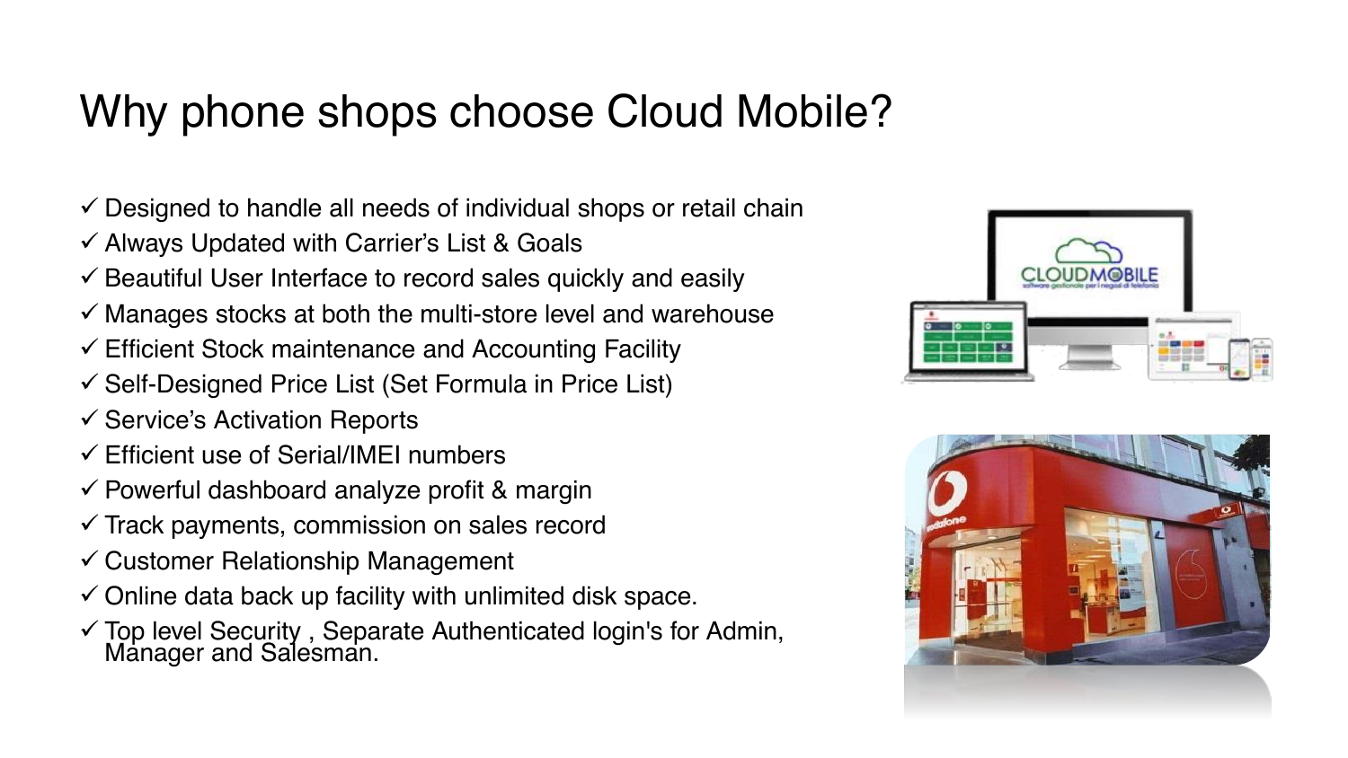# Why phone shops choose Cloud Mobile?

- ✓ Designed to handle all needs of individual shops or retail chain
- ✓ Always Updated with Carrier's List & Goals
- ✓ Beautiful User Interface to record sales quickly and easily
- ✓ Manages stocks at both the multi-store level and warehouse
- ✓ Efficient Stock maintenance and Accounting Facility
- ✓ Self-Designed Price List (Set Formula in Price List)
- ✓ Service's Activation Reports
- ✓ Efficient use of Serial/IMEI numbers
- ✓ Powerful dashboard analyze profit & margin
- ✓ Track payments, commission on sales record
- ✓ Customer Relationship Management
- ✓ Online data back up facility with unlimited disk space.
- ✓ Top level Security , Separate Authenticated login's for Admin, Manager and Salesman.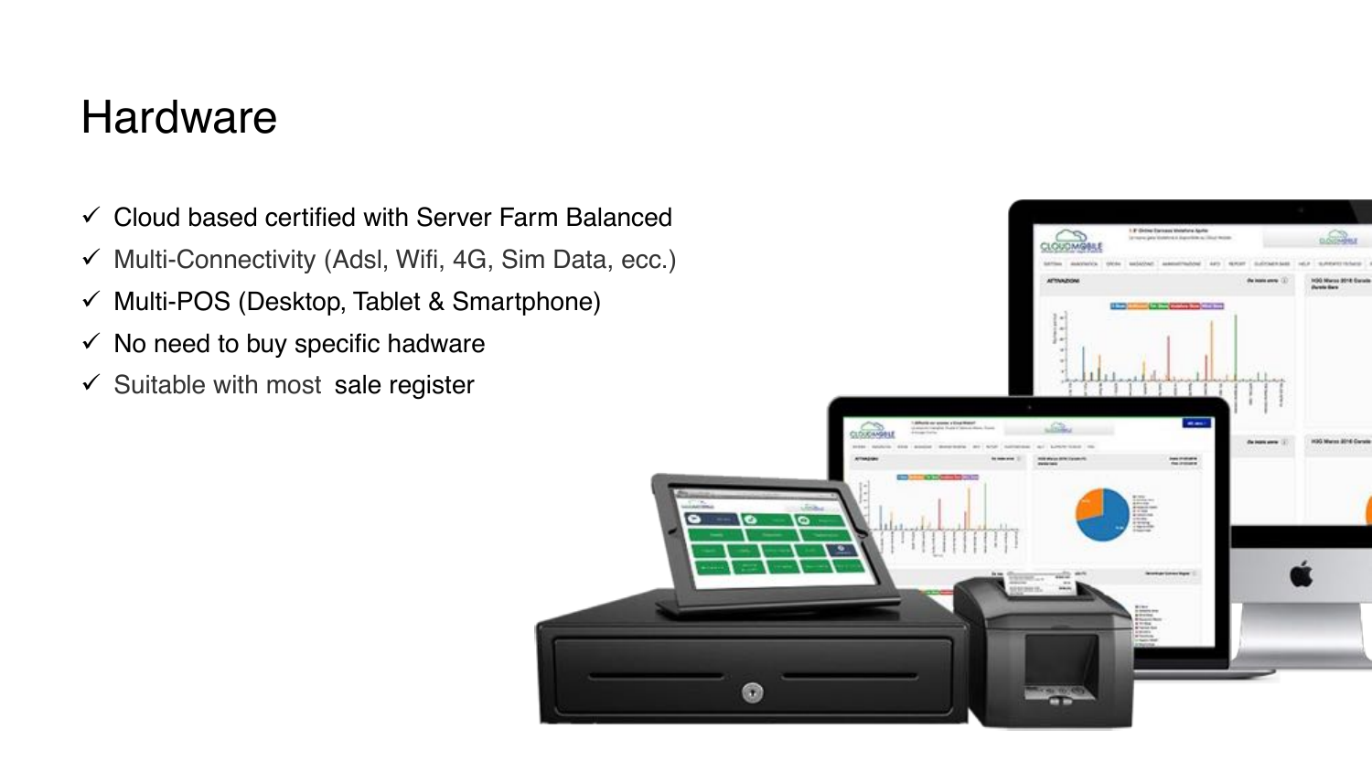# Hardware

- ✓ Cloud based certified with Server Farm Balanced
- ✓ Multi-Connectivity (Adsl, Wifi, 4G, Sim Data, ecc.)
- ✓ Multi-POS (Desktop, Tablet & Smartphone)
- ✓ No need to buy specific hadware
- ✓ Suitable with most sale register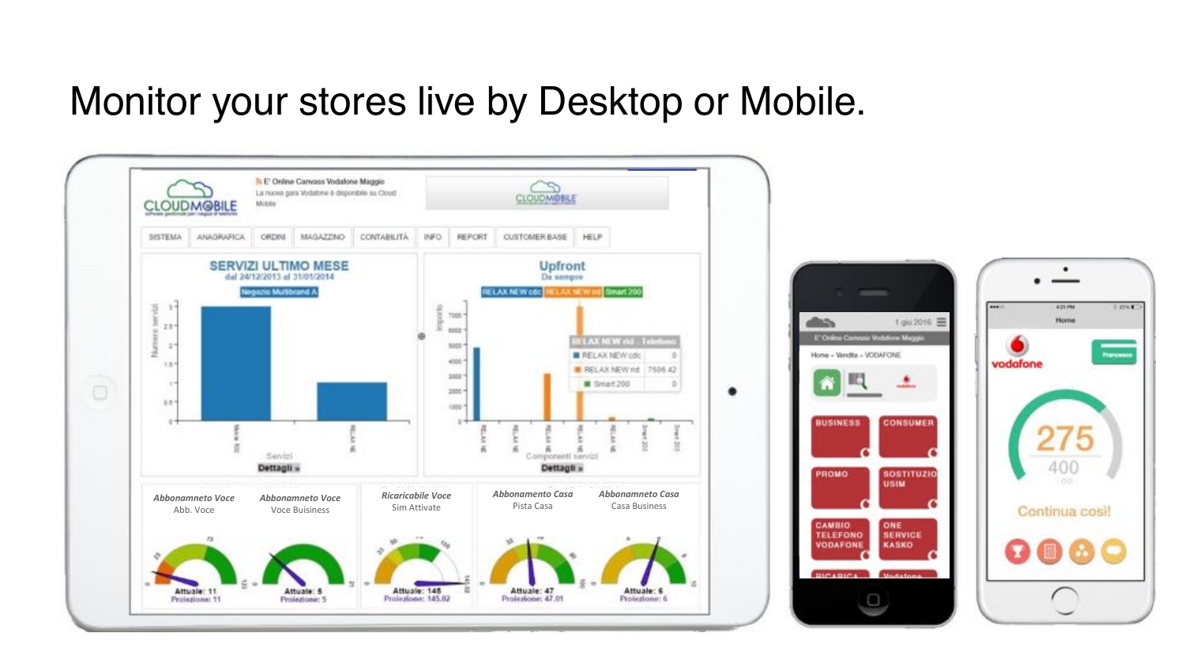# Monitor your stores live by Desktop or Mobile.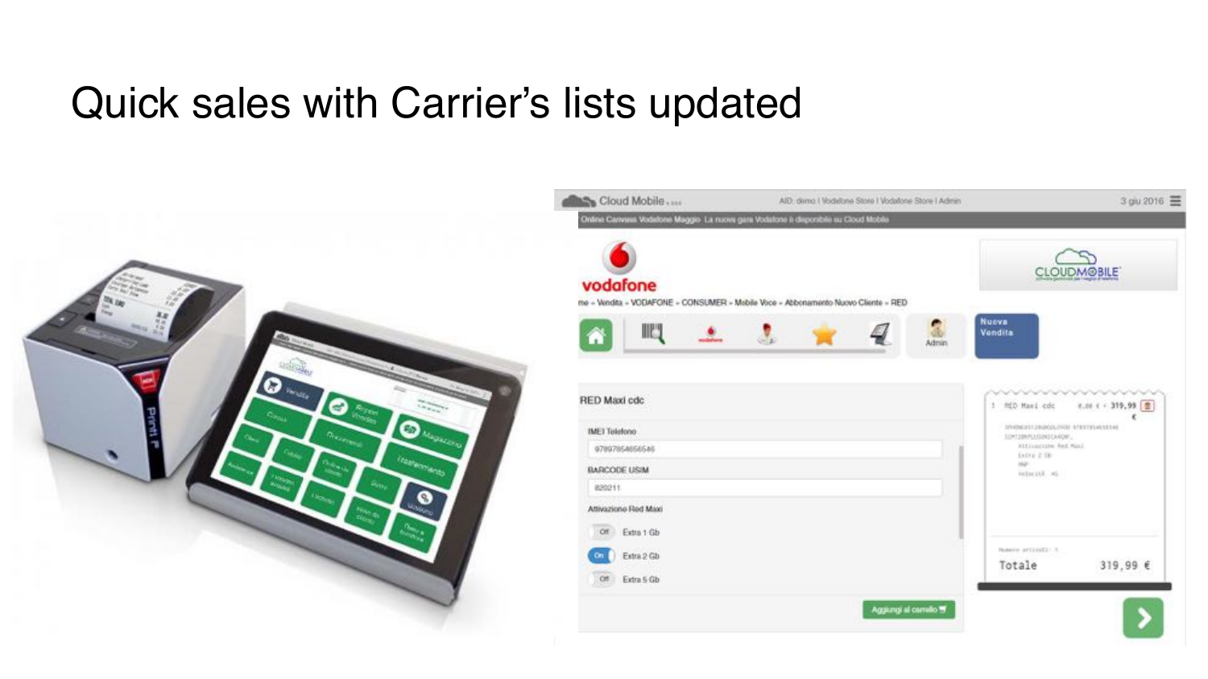# Quick sales with Carrier's lists updated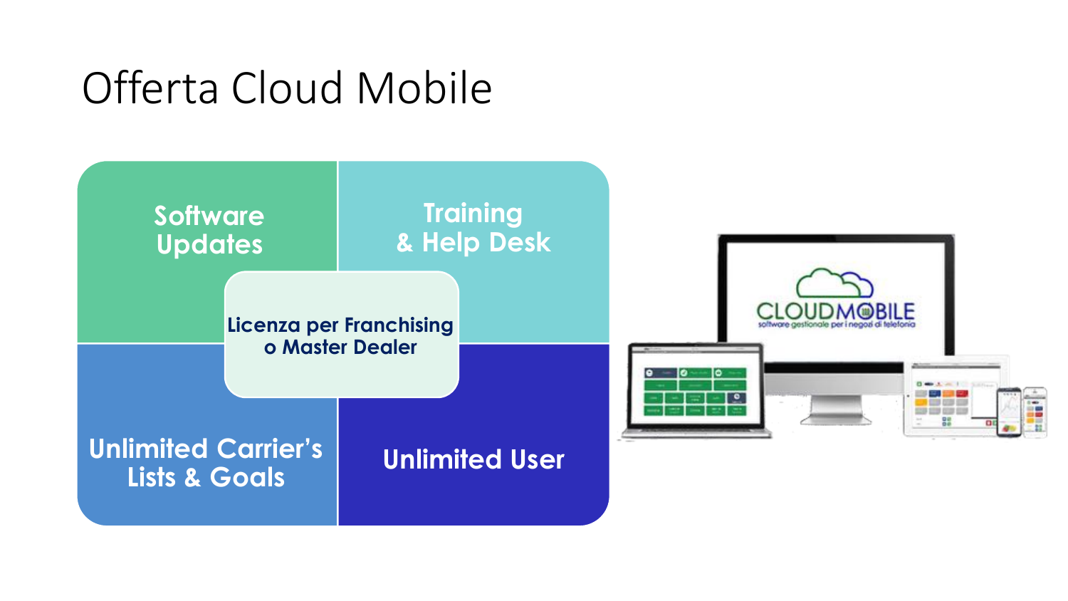# Offerta Cloud Mobile

- Software Updates
- Training & Help Desk
- Licenza per Franchising o Master Dealer
- Unlimited Carrier's Lists & Goals
- Unlimited User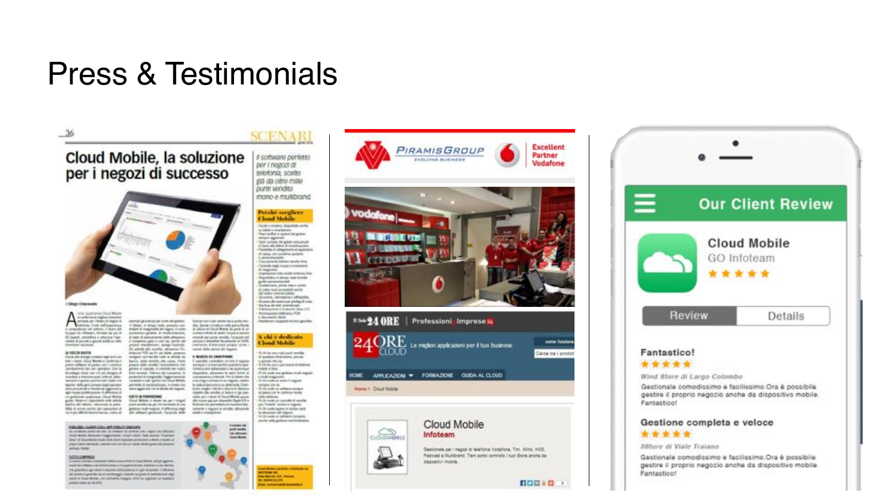# Press & Testimonials

## Cloud Mobile, la soluzione per i negozi di successo

*Il software perfetto per i negozi di telefonia, scelto già da oltre mille punti vendita mono e multibrand*

PIRAMISGROUP — Excellent Partner Vodafone

24 ORE — Professioni Imprese — Le migliori applicazioni per il tuo business

**Cloud Mobile**
Infoteam

Gestionale per i negozi di telefonia Vodafone, Tim, Wind, H3G, Fastweb e Multibrand. Tieni sotto controllo i tuoi Store anche da dispositivi mobile.

### Our Client Review

**Cloud Mobile**
GO Infoteam
★★★★★

Review | Details

**Fantastico!**
★★★★★
*Wind Store di Largo Colombo*
Gestionale comodissimo e facilissimo. Ora è possibile gestire il proprio negozio anche da dispositivo mobile. Fantastico!

**Gestione completa e veloce**
★★★★★
*3Store di Viale Traiano*
Gestionale comodissimo e facilissimo. Ora è possibile gestire il proprio negozio anche da dispositivo mobile. Fantastico!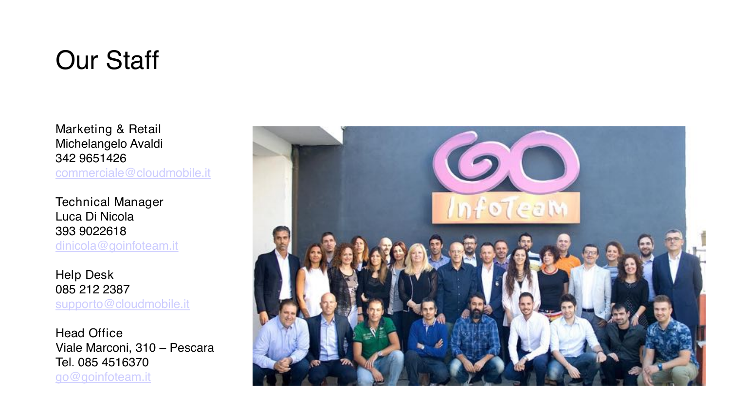# Our Staff

Marketing & Retail
Michelangelo Avaldi
342 9651426
commerciale@cloudmobile.it

Technical Manager
Luca Di Nicola
393 9022618
dinicola@goinfoteam.it

Help Desk
085 212 2387
supporto@cloudmobile.it

Head Office
Viale Marconi, 310 – Pescara
Tel. 085 4516370
go@goinfoteam.it